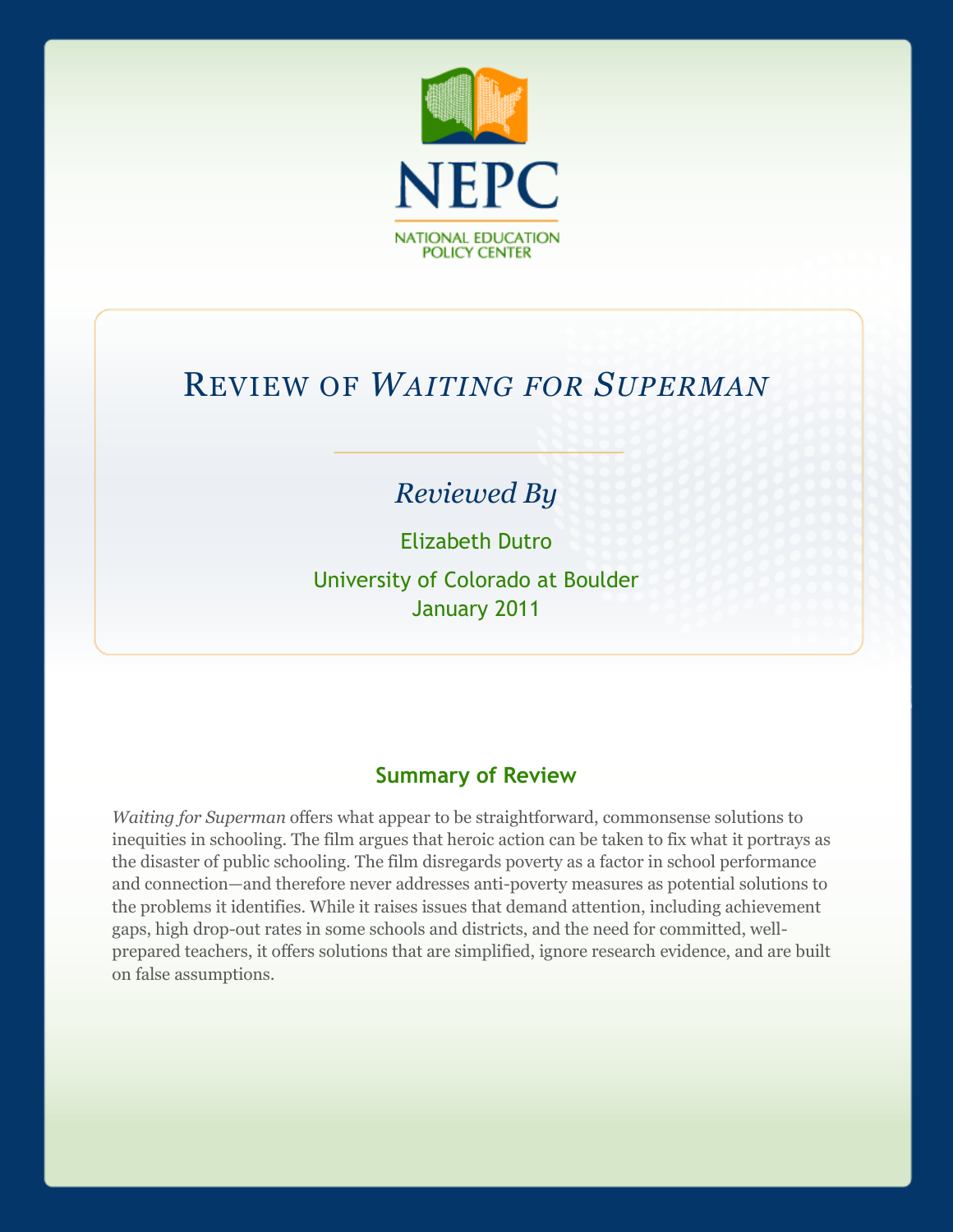NEPC

NATIONAL EDUCATION POLICY CENTER

# Review of *Waiting for Superman*

*Reviewed By*

Elizabeth Dutro

University of Colorado at Boulder

January 2011

## Summary of Review

*Waiting for Superman* offers what appear to be straightforward, commonsense solutions to inequities in schooling. The film argues that heroic action can be taken to fix what it portrays as the disaster of public schooling. The film disregards poverty as a factor in school performance and connection—and therefore never addresses anti-poverty measures as potential solutions to the problems it identifies. While it raises issues that demand attention, including achievement gaps, high drop-out rates in some schools and districts, and the need for committed, well-prepared teachers, it offers solutions that are simplified, ignore research evidence, and are built on false assumptions.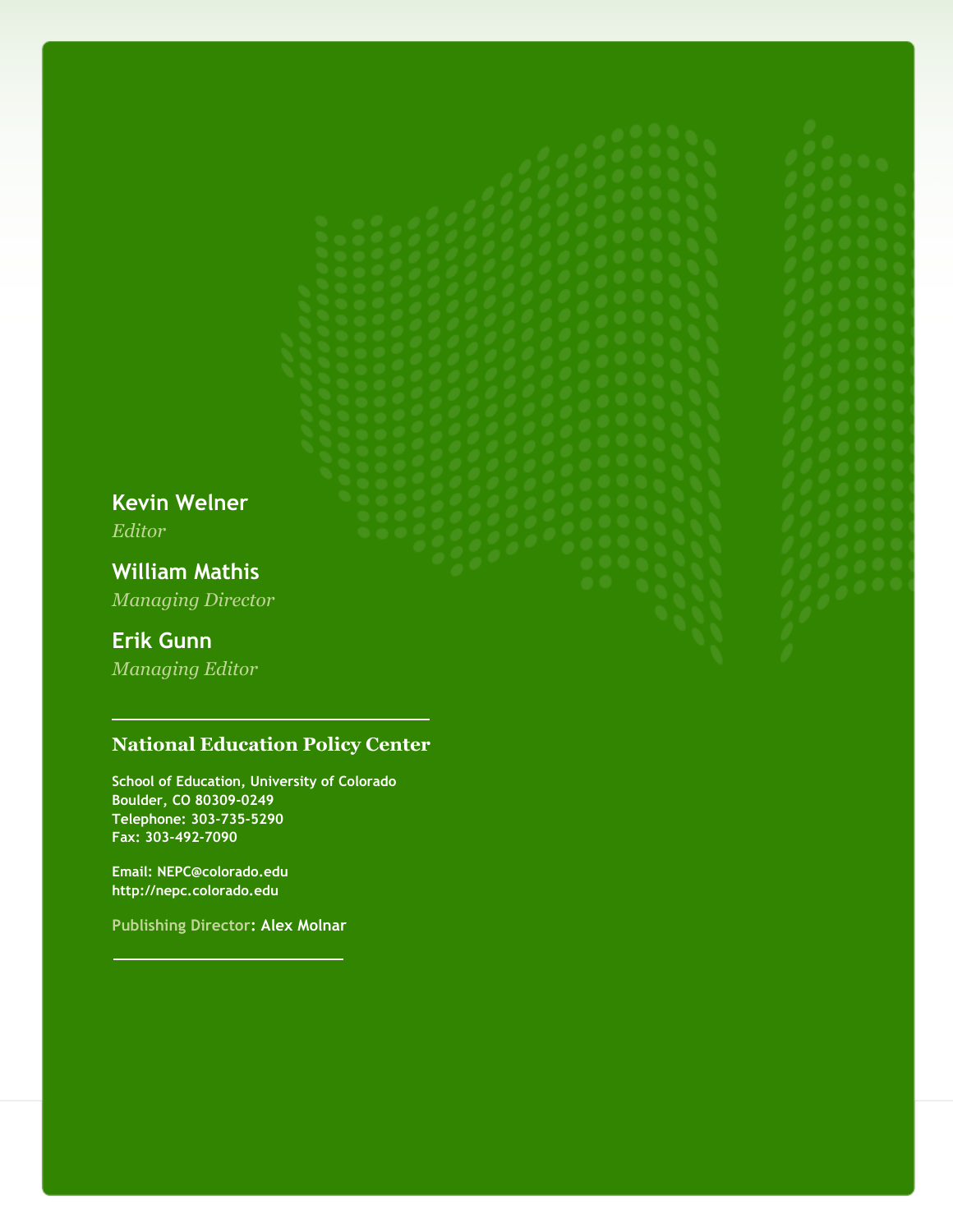**Kevin Welner**
*Editor*

**William Mathis**
*Managing Director*

**Erik Gunn**
*Managing Editor*

---

**National Education Policy Center**

School of Education, University of Colorado
Boulder, CO 80309-0249
Telephone: 303-735-5290
Fax: 303-492-7090

Email: NEPC@colorado.edu
http://nepc.colorado.edu

Publishing Director: Alex Molnar

---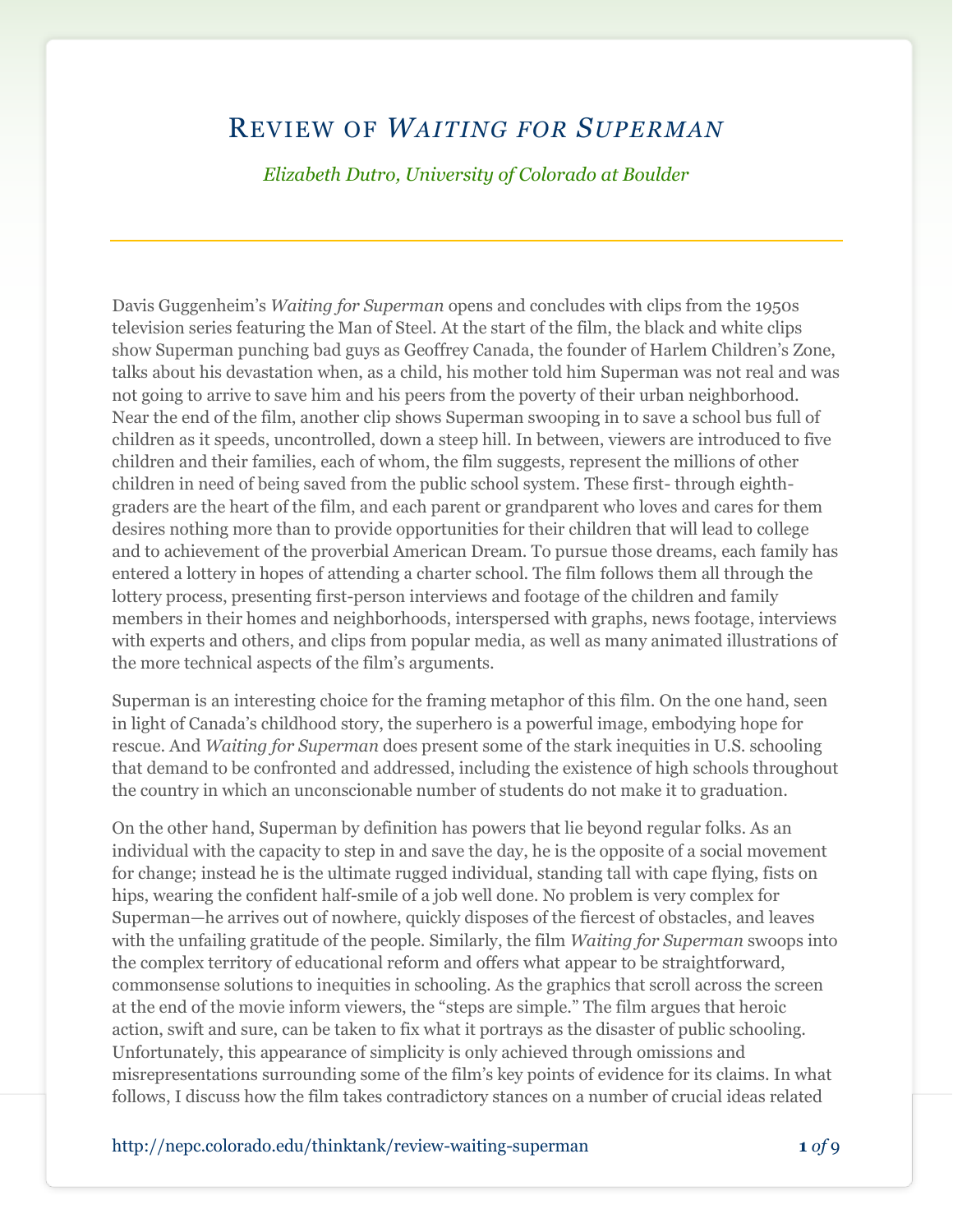# Review of *Waiting for Superman*

*Elizabeth Dutro, University of Colorado at Boulder*

---

Davis Guggenheim's *Waiting for Superman* opens and concludes with clips from the 1950s television series featuring the Man of Steel. At the start of the film, the black and white clips show Superman punching bad guys as Geoffrey Canada, the founder of Harlem Children's Zone, talks about his devastation when, as a child, his mother told him Superman was not real and was not going to arrive to save him and his peers from the poverty of their urban neighborhood. Near the end of the film, another clip shows Superman swooping in to save a school bus full of children as it speeds, uncontrolled, down a steep hill. In between, viewers are introduced to five children and their families, each of whom, the film suggests, represent the millions of other children in need of being saved from the public school system. These first- through eighth-graders are the heart of the film, and each parent or grandparent who loves and cares for them desires nothing more than to provide opportunities for their children that will lead to college and to achievement of the proverbial American Dream. To pursue those dreams, each family has entered a lottery in hopes of attending a charter school. The film follows them all through the lottery process, presenting first-person interviews and footage of the children and family members in their homes and neighborhoods, interspersed with graphs, news footage, interviews with experts and others, and clips from popular media, as well as many animated illustrations of the more technical aspects of the film's arguments.

Superman is an interesting choice for the framing metaphor of this film. On the one hand, seen in light of Canada's childhood story, the superhero is a powerful image, embodying hope for rescue. And *Waiting for Superman* does present some of the stark inequities in U.S. schooling that demand to be confronted and addressed, including the existence of high schools throughout the country in which an unconscionable number of students do not make it to graduation.

On the other hand, Superman by definition has powers that lie beyond regular folks. As an individual with the capacity to step in and save the day, he is the opposite of a social movement for change; instead he is the ultimate rugged individual, standing tall with cape flying, fists on hips, wearing the confident half-smile of a job well done. No problem is very complex for Superman—he arrives out of nowhere, quickly disposes of the fiercest of obstacles, and leaves with the unfailing gratitude of the people. Similarly, the film *Waiting for Superman* swoops into the complex territory of educational reform and offers what appear to be straightforward, commonsense solutions to inequities in schooling. As the graphics that scroll across the screen at the end of the movie inform viewers, the "steps are simple." The film argues that heroic action, swift and sure, can be taken to fix what it portrays as the disaster of public schooling. Unfortunately, this appearance of simplicity is only achieved through omissions and misrepresentations surrounding some of the film's key points of evidence for its claims. In what follows, I discuss how the film takes contradictory stances on a number of crucial ideas related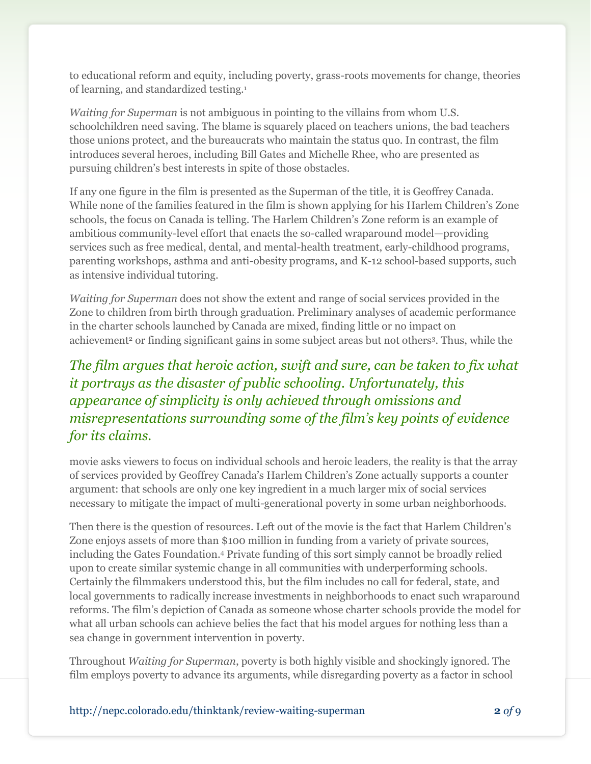to educational reform and equity, including poverty, grass-roots movements for change, theories of learning, and standardized testing.[1]

*Waiting for Superman* is not ambiguous in pointing to the villains from whom U.S. schoolchildren need saving. The blame is squarely placed on teachers unions, the bad teachers those unions protect, and the bureaucrats who maintain the status quo. In contrast, the film introduces several heroes, including Bill Gates and Michelle Rhee, who are presented as pursuing children's best interests in spite of those obstacles.

If any one figure in the film is presented as the Superman of the title, it is Geoffrey Canada. While none of the families featured in the film is shown applying for his Harlem Children's Zone schools, the focus on Canada is telling. The Harlem Children's Zone reform is an example of ambitious community-level effort that enacts the so-called wraparound model—providing services such as free medical, dental, and mental-health treatment, early-childhood programs, parenting workshops, asthma and anti-obesity programs, and K-12 school-based supports, such as intensive individual tutoring.

*Waiting for Superman* does not show the extent and range of social services provided in the Zone to children from birth through graduation. Preliminary analyses of academic performance in the charter schools launched by Canada are mixed, finding little or no impact on achievement[2] or finding significant gains in some subject areas but not others[3]. Thus, while the movie asks viewers to focus on individual schools and heroic leaders, the reality is that the array of services provided by Geoffrey Canada's Harlem Children's Zone actually supports a counter argument: that schools are only one key ingredient in a much larger mix of social services necessary to mitigate the impact of multi-generational poverty in some urban neighborhoods.

> *The film argues that heroic action, swift and sure, can be taken to fix what it portrays as the disaster of public schooling. Unfortunately, this appearance of simplicity is only achieved through omissions and misrepresentations surrounding some of the film's key points of evidence for its claims.*

Then there is the question of resources. Left out of the movie is the fact that Harlem Children's Zone enjoys assets of more than $100 million in funding from a variety of private sources, including the Gates Foundation.[4] Private funding of this sort simply cannot be broadly relied upon to create similar systemic change in all communities with underperforming schools. Certainly the filmmakers understood this, but the film includes no call for federal, state, and local governments to radically increase investments in neighborhoods to enact such wraparound reforms. The film's depiction of Canada as someone whose charter schools provide the model for what all urban schools can achieve belies the fact that his model argues for nothing less than a sea change in government intervention in poverty.

Throughout *Waiting for Superman*, poverty is both highly visible and shockingly ignored. The film employs poverty to advance its arguments, while disregarding poverty as a factor in school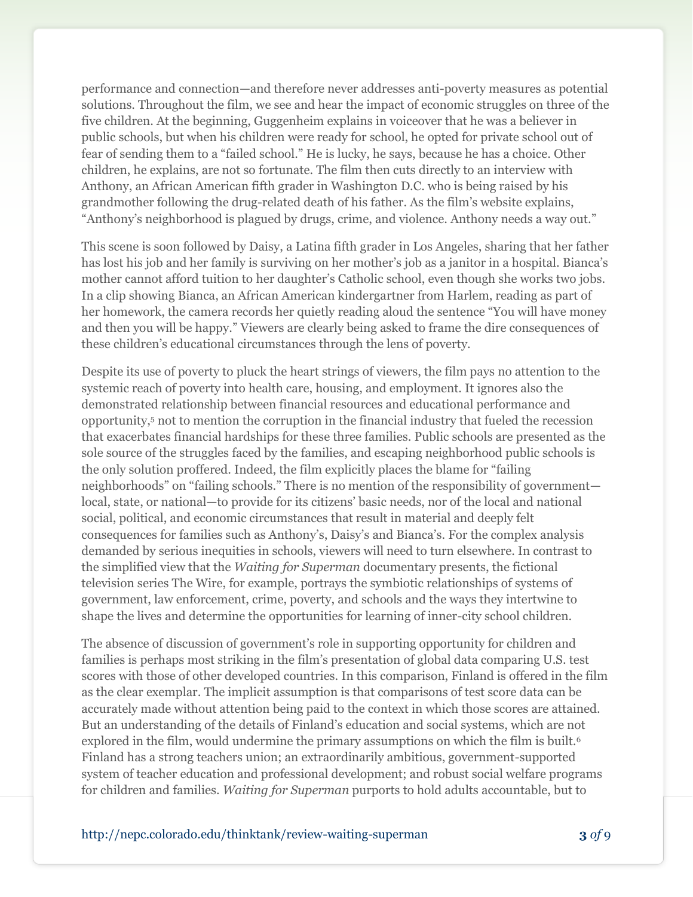performance and connection—and therefore never addresses anti-poverty measures as potential solutions. Throughout the film, we see and hear the impact of economic struggles on three of the five children. At the beginning, Guggenheim explains in voiceover that he was a believer in public schools, but when his children were ready for school, he opted for private school out of fear of sending them to a "failed school." He is lucky, he says, because he has a choice. Other children, he explains, are not so fortunate. The film then cuts directly to an interview with Anthony, an African American fifth grader in Washington D.C. who is being raised by his grandmother following the drug-related death of his father. As the film's website explains, "Anthony's neighborhood is plagued by drugs, crime, and violence. Anthony needs a way out."

This scene is soon followed by Daisy, a Latina fifth grader in Los Angeles, sharing that her father has lost his job and her family is surviving on her mother's job as a janitor in a hospital. Bianca's mother cannot afford tuition to her daughter's Catholic school, even though she works two jobs. In a clip showing Bianca, an African American kindergartner from Harlem, reading as part of her homework, the camera records her quietly reading aloud the sentence "You will have money and then you will be happy." Viewers are clearly being asked to frame the dire consequences of these children's educational circumstances through the lens of poverty.

Despite its use of poverty to pluck the heart strings of viewers, the film pays no attention to the systemic reach of poverty into health care, housing, and employment. It ignores also the demonstrated relationship between financial resources and educational performance and opportunity,[5] not to mention the corruption in the financial industry that fueled the recession that exacerbates financial hardships for these three families. Public schools are presented as the sole source of the struggles faced by the families, and escaping neighborhood public schools is the only solution proffered. Indeed, the film explicitly places the blame for "failing neighborhoods" on "failing schools." There is no mention of the responsibility of government—local, state, or national—to provide for its citizens' basic needs, nor of the local and national social, political, and economic circumstances that result in material and deeply felt consequences for families such as Anthony's, Daisy's and Bianca's. For the complex analysis demanded by serious inequities in schools, viewers will need to turn elsewhere. In contrast to the simplified view that the *Waiting for Superman* documentary presents, the fictional television series The Wire, for example, portrays the symbiotic relationships of systems of government, law enforcement, crime, poverty, and schools and the ways they intertwine to shape the lives and determine the opportunities for learning of inner-city school children.

The absence of discussion of government's role in supporting opportunity for children and families is perhaps most striking in the film's presentation of global data comparing U.S. test scores with those of other developed countries. In this comparison, Finland is offered in the film as the clear exemplar. The implicit assumption is that comparisons of test score data can be accurately made without attention being paid to the context in which those scores are attained. But an understanding of the details of Finland's education and social systems, which are not explored in the film, would undermine the primary assumptions on which the film is built.[6] Finland has a strong teachers union; an extraordinarily ambitious, government-supported system of teacher education and professional development; and robust social welfare programs for children and families. *Waiting for Superman* purports to hold adults accountable, but to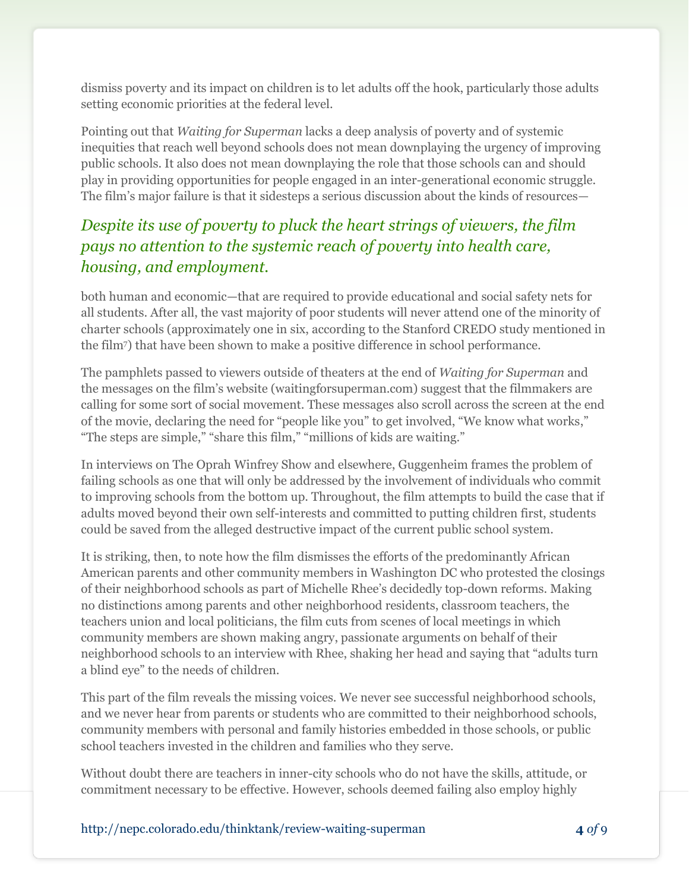dismiss poverty and its impact on children is to let adults off the hook, particularly those adults setting economic priorities at the federal level.

Pointing out that *Waiting for Superman* lacks a deep analysis of poverty and of systemic inequities that reach well beyond schools does not mean downplaying the urgency of improving public schools. It also does not mean downplaying the role that those schools can and should play in providing opportunities for people engaged in an inter-generational economic struggle. The film's major failure is that it sidesteps a serious discussion about the kinds of resources—

*Despite its use of poverty to pluck the heart strings of viewers, the film pays no attention to the systemic reach of poverty into health care, housing, and employment.*

both human and economic—that are required to provide educational and social safety nets for all students. After all, the vast majority of poor students will never attend one of the minority of charter schools (approximately one in six, according to the Stanford CREDO study mentioned in the film[7]) that have been shown to make a positive difference in school performance.

The pamphlets passed to viewers outside of theaters at the end of *Waiting for Superman* and the messages on the film's website (waitingforsuperman.com) suggest that the filmmakers are calling for some sort of social movement. These messages also scroll across the screen at the end of the movie, declaring the need for "people like you" to get involved, "We know what works," "The steps are simple," "share this film," "millions of kids are waiting."

In interviews on The Oprah Winfrey Show and elsewhere, Guggenheim frames the problem of failing schools as one that will only be addressed by the involvement of individuals who commit to improving schools from the bottom up. Throughout, the film attempts to build the case that if adults moved beyond their own self-interests and committed to putting children first, students could be saved from the alleged destructive impact of the current public school system.

It is striking, then, to note how the film dismisses the efforts of the predominantly African American parents and other community members in Washington DC who protested the closings of their neighborhood schools as part of Michelle Rhee's decidedly top-down reforms. Making no distinctions among parents and other neighborhood residents, classroom teachers, the teachers union and local politicians, the film cuts from scenes of local meetings in which community members are shown making angry, passionate arguments on behalf of their neighborhood schools to an interview with Rhee, shaking her head and saying that "adults turn a blind eye" to the needs of children.

This part of the film reveals the missing voices. We never see successful neighborhood schools, and we never hear from parents or students who are committed to their neighborhood schools, community members with personal and family histories embedded in those schools, or public school teachers invested in the children and families who they serve.

Without doubt there are teachers in inner-city schools who do not have the skills, attitude, or commitment necessary to be effective. However, schools deemed failing also employ highly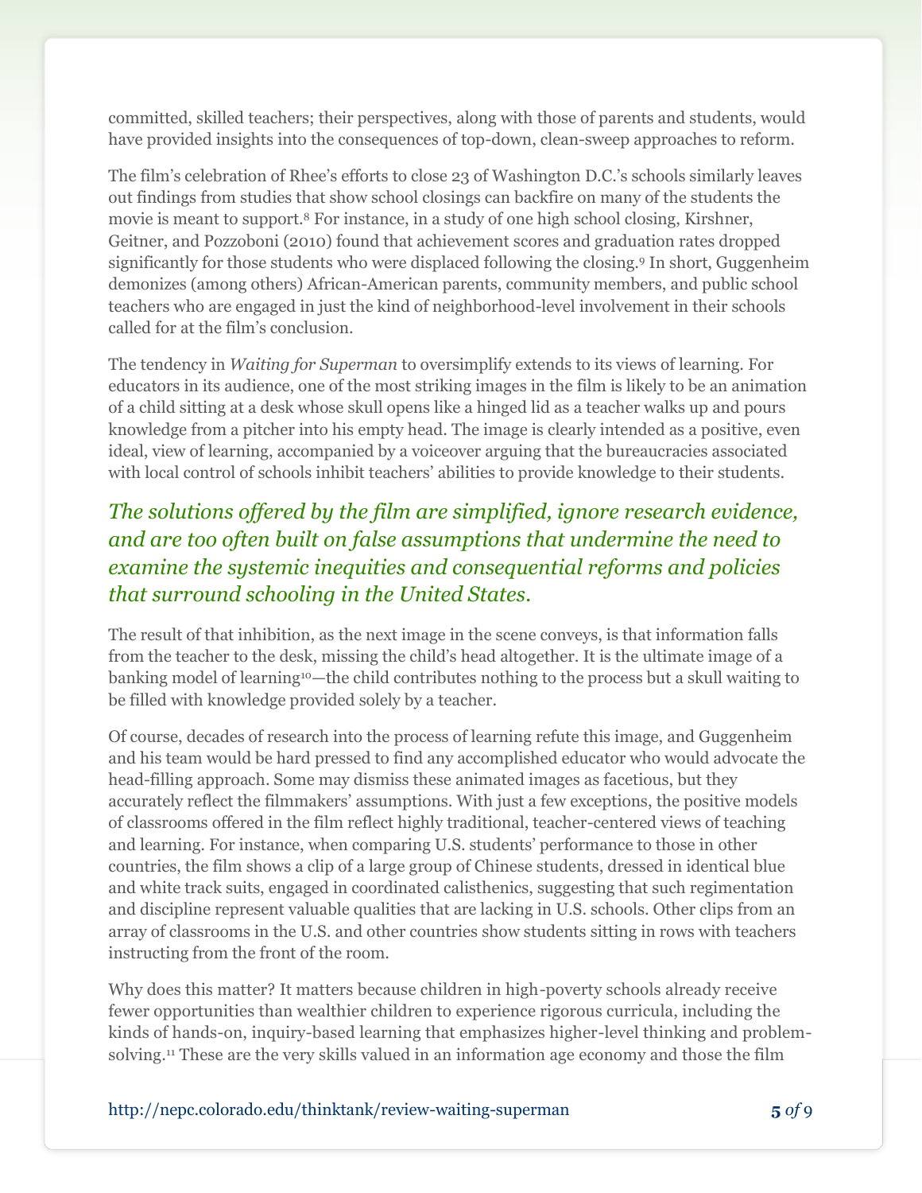committed, skilled teachers; their perspectives, along with those of parents and students, would have provided insights into the consequences of top-down, clean-sweep approaches to reform.

The film's celebration of Rhee's efforts to close 23 of Washington D.C.'s schools similarly leaves out findings from studies that show school closings can backfire on many of the students the movie is meant to support.[8] For instance, in a study of one high school closing, Kirshner, Geitner, and Pozzoboni (2010) found that achievement scores and graduation rates dropped significantly for those students who were displaced following the closing.[9] In short, Guggenheim demonizes (among others) African-American parents, community members, and public school teachers who are engaged in just the kind of neighborhood-level involvement in their schools called for at the film's conclusion.

The tendency in *Waiting for Superman* to oversimplify extends to its views of learning. For educators in its audience, one of the most striking images in the film is likely to be an animation of a child sitting at a desk whose skull opens like a hinged lid as a teacher walks up and pours knowledge from a pitcher into his empty head. The image is clearly intended as a positive, even ideal, view of learning, accompanied by a voiceover arguing that the bureaucracies associated with local control of schools inhibit teachers' abilities to provide knowledge to their students.

> *The solutions offered by the film are simplified, ignore research evidence, and are too often built on false assumptions that undermine the need to examine the systemic inequities and consequential reforms and policies that surround schooling in the United States.*

The result of that inhibition, as the next image in the scene conveys, is that information falls from the teacher to the desk, missing the child's head altogether. It is the ultimate image of a banking model of learning[10]—the child contributes nothing to the process but a skull waiting to be filled with knowledge provided solely by a teacher.

Of course, decades of research into the process of learning refute this image, and Guggenheim and his team would be hard pressed to find any accomplished educator who would advocate the head-filling approach. Some may dismiss these animated images as facetious, but they accurately reflect the filmmakers' assumptions. With just a few exceptions, the positive models of classrooms offered in the film reflect highly traditional, teacher-centered views of teaching and learning. For instance, when comparing U.S. students' performance to those in other countries, the film shows a clip of a large group of Chinese students, dressed in identical blue and white track suits, engaged in coordinated calisthenics, suggesting that such regimentation and discipline represent valuable qualities that are lacking in U.S. schools. Other clips from an array of classrooms in the U.S. and other countries show students sitting in rows with teachers instructing from the front of the room.

Why does this matter? It matters because children in high-poverty schools already receive fewer opportunities than wealthier children to experience rigorous curricula, including the kinds of hands-on, inquiry-based learning that emphasizes higher-level thinking and problem-solving.[11] These are the very skills valued in an information age economy and those the film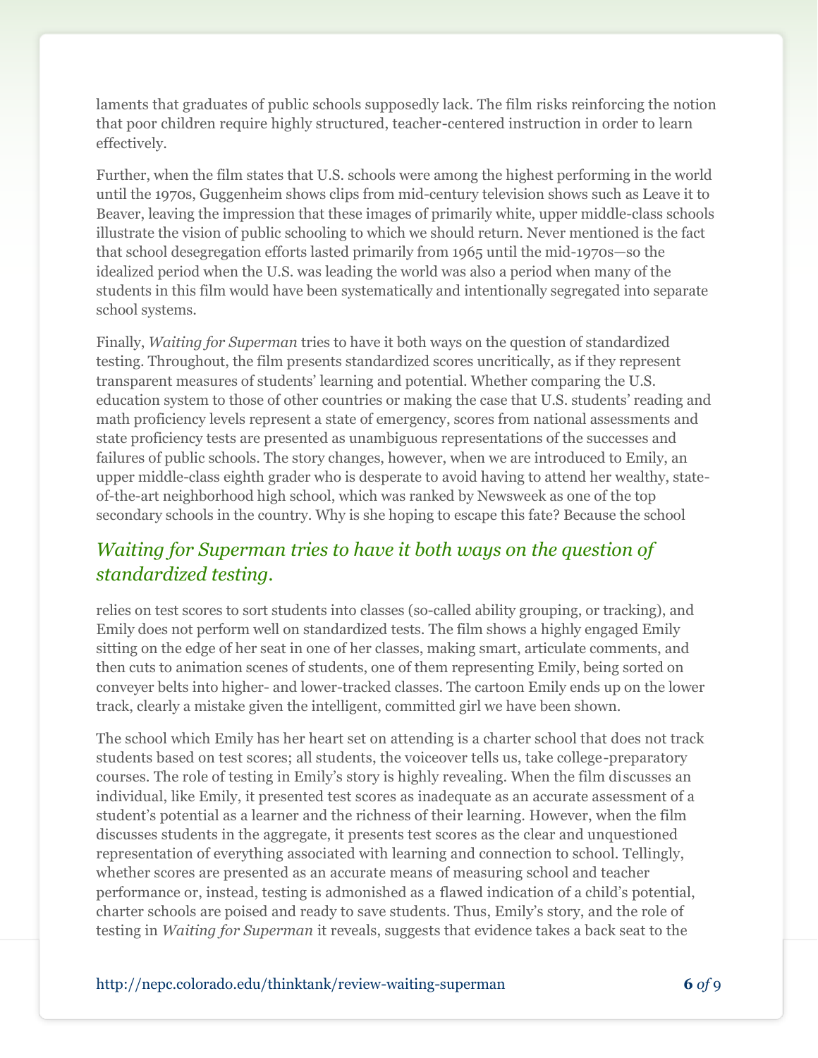laments that graduates of public schools supposedly lack. The film risks reinforcing the notion that poor children require highly structured, teacher-centered instruction in order to learn effectively.

Further, when the film states that U.S. schools were among the highest performing in the world until the 1970s, Guggenheim shows clips from mid-century television shows such as Leave it to Beaver, leaving the impression that these images of primarily white, upper middle-class schools illustrate the vision of public schooling to which we should return. Never mentioned is the fact that school desegregation efforts lasted primarily from 1965 until the mid-1970s—so the idealized period when the U.S. was leading the world was also a period when many of the students in this film would have been systematically and intentionally segregated into separate school systems.

Finally, *Waiting for Superman* tries to have it both ways on the question of standardized testing. Throughout, the film presents standardized scores uncritically, as if they represent transparent measures of students' learning and potential. Whether comparing the U.S. education system to those of other countries or making the case that U.S. students' reading and math proficiency levels represent a state of emergency, scores from national assessments and state proficiency tests are presented as unambiguous representations of the successes and failures of public schools. The story changes, however, when we are introduced to Emily, an upper middle-class eighth grader who is desperate to avoid having to attend her wealthy, state-of-the-art neighborhood high school, which was ranked by Newsweek as one of the top secondary schools in the country. Why is she hoping to escape this fate? Because the school relies on test scores to sort students into classes (so-called ability grouping, or tracking), and Emily does not perform well on standardized tests. The film shows a highly engaged Emily sitting on the edge of her seat in one of her classes, making smart, articulate comments, and then cuts to animation scenes of students, one of them representing Emily, being sorted on conveyer belts into higher- and lower-tracked classes. The cartoon Emily ends up on the lower track, clearly a mistake given the intelligent, committed girl we have been shown.

> *Waiting for Superman tries to have it both ways on the question of standardized testing.*

The school which Emily has her heart set on attending is a charter school that does not track students based on test scores; all students, the voiceover tells us, take college-preparatory courses. The role of testing in Emily's story is highly revealing. When the film discusses an individual, like Emily, it presented test scores as inadequate as an accurate assessment of a student's potential as a learner and the richness of their learning. However, when the film discusses students in the aggregate, it presents test scores as the clear and unquestioned representation of everything associated with learning and connection to school. Tellingly, whether scores are presented as an accurate means of measuring school and teacher performance or, instead, testing is admonished as a flawed indication of a child's potential, charter schools are poised and ready to save students. Thus, Emily's story, and the role of testing in *Waiting for Superman* it reveals, suggests that evidence takes a back seat to the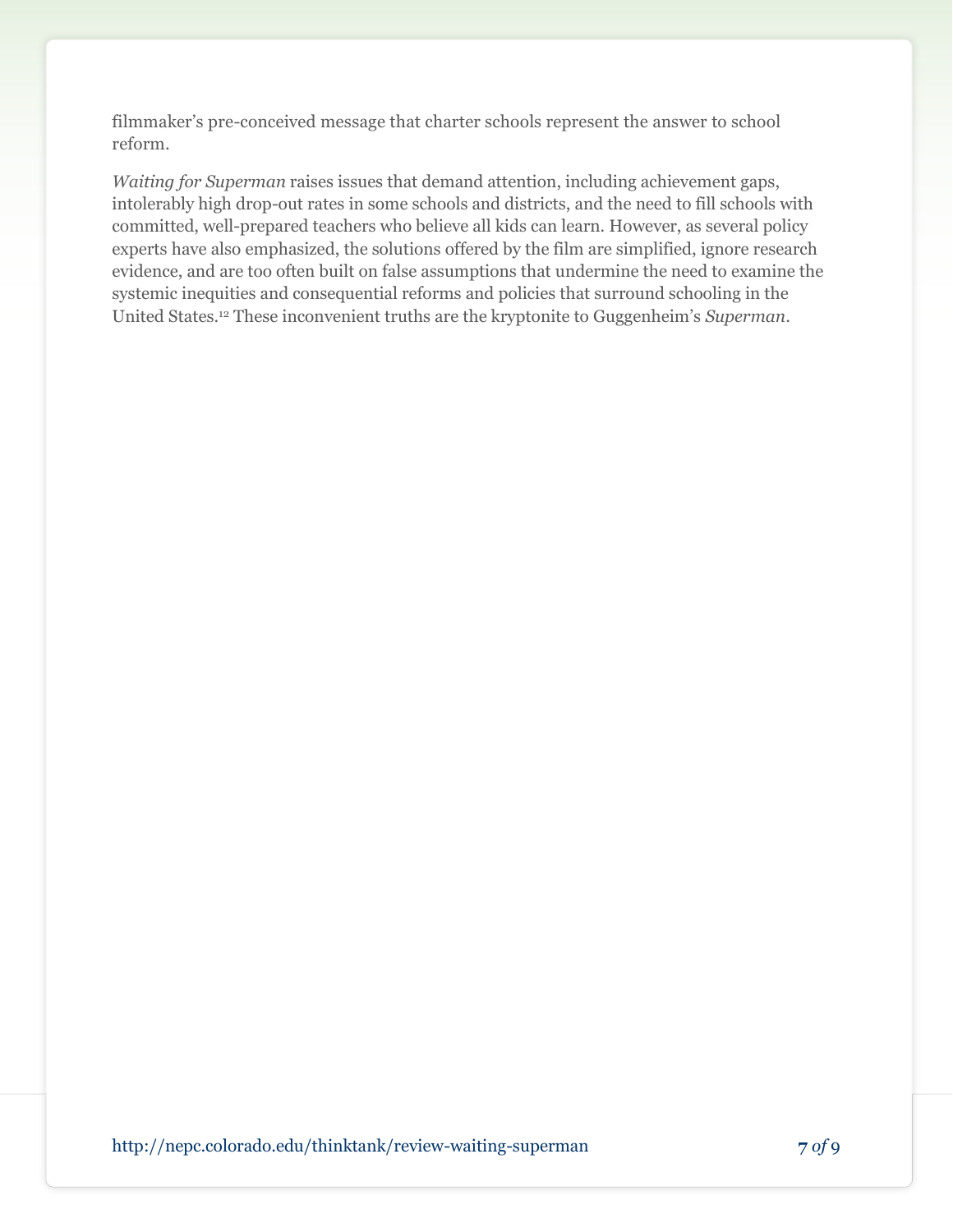filmmaker's pre-conceived message that charter schools represent the answer to school reform.

*Waiting for Superman* raises issues that demand attention, including achievement gaps, intolerably high drop-out rates in some schools and districts, and the need to fill schools with committed, well-prepared teachers who believe all kids can learn. However, as several policy experts have also emphasized, the solutions offered by the film are simplified, ignore research evidence, and are too often built on false assumptions that undermine the need to examine the systemic inequities and consequential reforms and policies that surround schooling in the United States.[12] These inconvenient truths are the kryptonite to Guggenheim's *Superman*.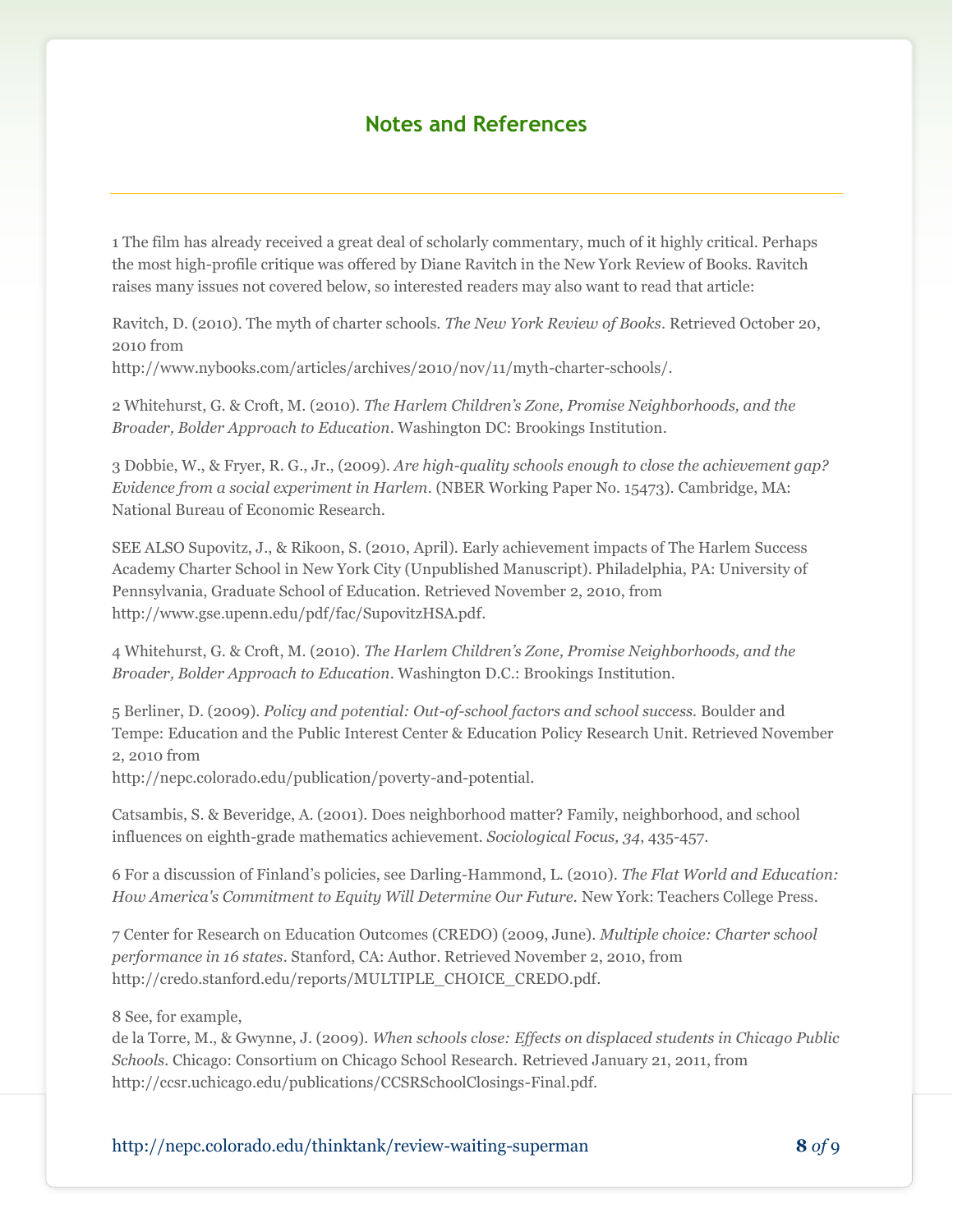## Notes and References

1 The film has already received a great deal of scholarly commentary, much of it highly critical. Perhaps the most high-profile critique was offered by Diane Ravitch in the New York Review of Books. Ravitch raises many issues not covered below, so interested readers may also want to read that article:

Ravitch, D. (2010). The myth of charter schools. *The New York Review of Books*. Retrieved October 20, 2010 from http://www.nybooks.com/articles/archives/2010/nov/11/myth-charter-schools/.

2 Whitehurst, G. & Croft, M. (2010). *The Harlem Children's Zone, Promise Neighborhoods, and the Broader, Bolder Approach to Education*. Washington DC: Brookings Institution.

3 Dobbie, W., & Fryer, R. G., Jr., (2009). *Are high-quality schools enough to close the achievement gap? Evidence from a social experiment in Harlem*. (NBER Working Paper No. 15473). Cambridge, MA: National Bureau of Economic Research.

SEE ALSO Supovitz, J., & Rikoon, S. (2010, April). Early achievement impacts of The Harlem Success Academy Charter School in New York City (Unpublished Manuscript). Philadelphia, PA: University of Pennsylvania, Graduate School of Education. Retrieved November 2, 2010, from http://www.gse.upenn.edu/pdf/fac/SupovitzHSA.pdf.

4 Whitehurst, G. & Croft, M. (2010). *The Harlem Children's Zone, Promise Neighborhoods, and the Broader, Bolder Approach to Education*. Washington D.C.: Brookings Institution.

5 Berliner, D. (2009). *Policy and potential: Out-of-school factors and school success.* Boulder and Tempe: Education and the Public Interest Center & Education Policy Research Unit. Retrieved November 2, 2010 from http://nepc.colorado.edu/publication/poverty-and-potential.

Catsambis, S. & Beveridge, A. (2001). Does neighborhood matter? Family, neighborhood, and school influences on eighth-grade mathematics achievement. *Sociological Focus, 34*, 435-457.

6 For a discussion of Finland's policies, see Darling-Hammond, L. (2010). *The Flat World and Education: How America's Commitment to Equity Will Determine Our Future*. New York: Teachers College Press.

7 Center for Research on Education Outcomes (CREDO) (2009, June). *Multiple choice: Charter school performance in 16 states*. Stanford, CA: Author. Retrieved November 2, 2010, from http://credo.stanford.edu/reports/MULTIPLE_CHOICE_CREDO.pdf.

8 See, for example,
de la Torre, M., & Gwynne, J. (2009). *When schools close: Effects on displaced students in Chicago Public Schools.* Chicago: Consortium on Chicago School Research. Retrieved January 21, 2011, from http://ccsr.uchicago.edu/publications/CCSRSchoolClosings-Final.pdf.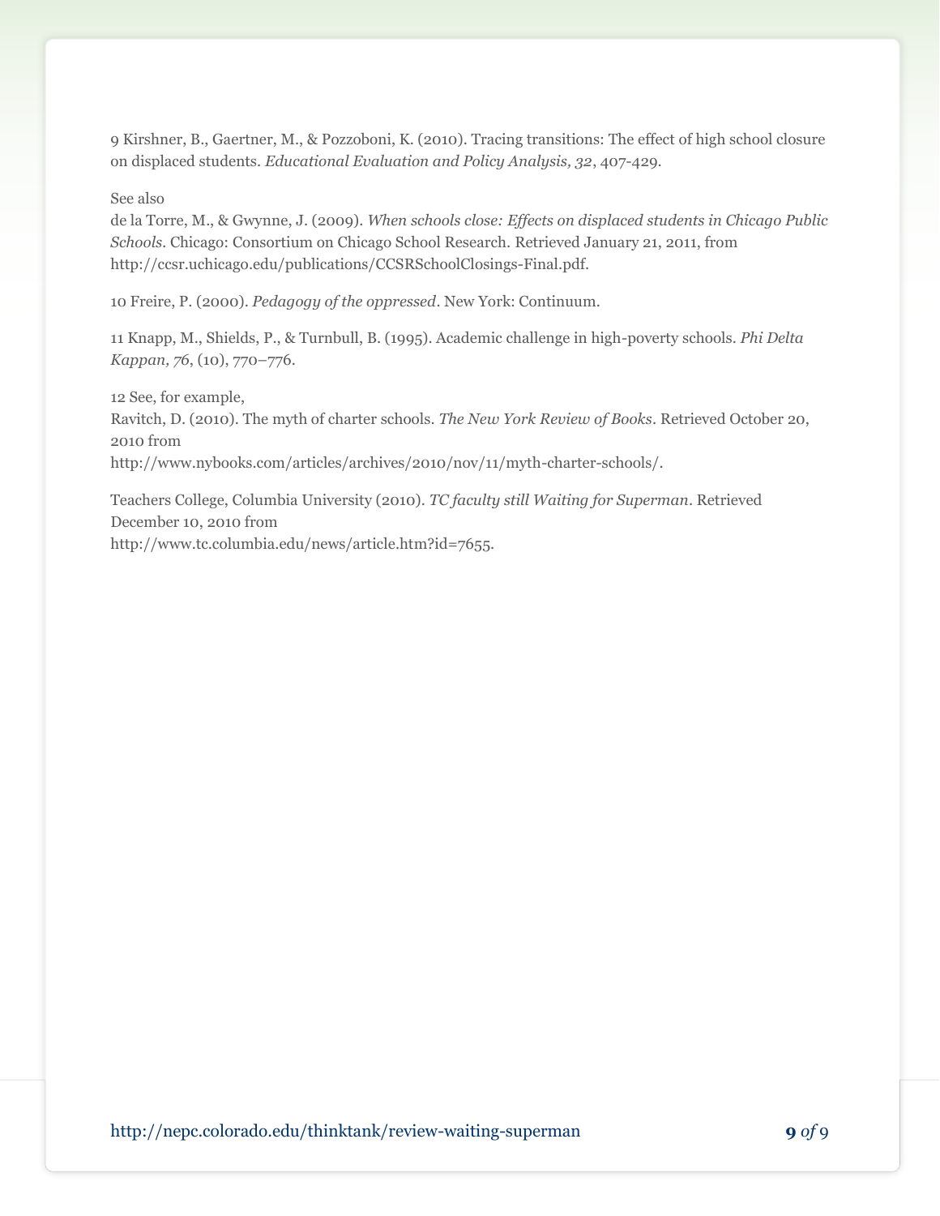9 Kirshner, B., Gaertner, M., & Pozzoboni, K. (2010). Tracing transitions: The effect of high school closure on displaced students. *Educational Evaluation and Policy Analysis, 32*, 407-429.

See also
de la Torre, M., & Gwynne, J. (2009). *When schools close: Effects on displaced students in Chicago Public Schools*. Chicago: Consortium on Chicago School Research. Retrieved January 21, 2011, from http://ccsr.uchicago.edu/publications/CCSRSchoolClosings-Final.pdf.

10 Freire, P. (2000). *Pedagogy of the oppressed*. New York: Continuum.

11 Knapp, M., Shields, P., & Turnbull, B. (1995). Academic challenge in high-poverty schools. *Phi Delta Kappan, 76*, (10), 770–776.

12 See, for example,
Ravitch, D. (2010). The myth of charter schools. *The New York Review of Books*. Retrieved October 20, 2010 from
http://www.nybooks.com/articles/archives/2010/nov/11/myth-charter-schools/.

Teachers College, Columbia University (2010). *TC faculty still Waiting for Superman*. Retrieved December 10, 2010 from
http://www.tc.columbia.edu/news/article.htm?id=7655.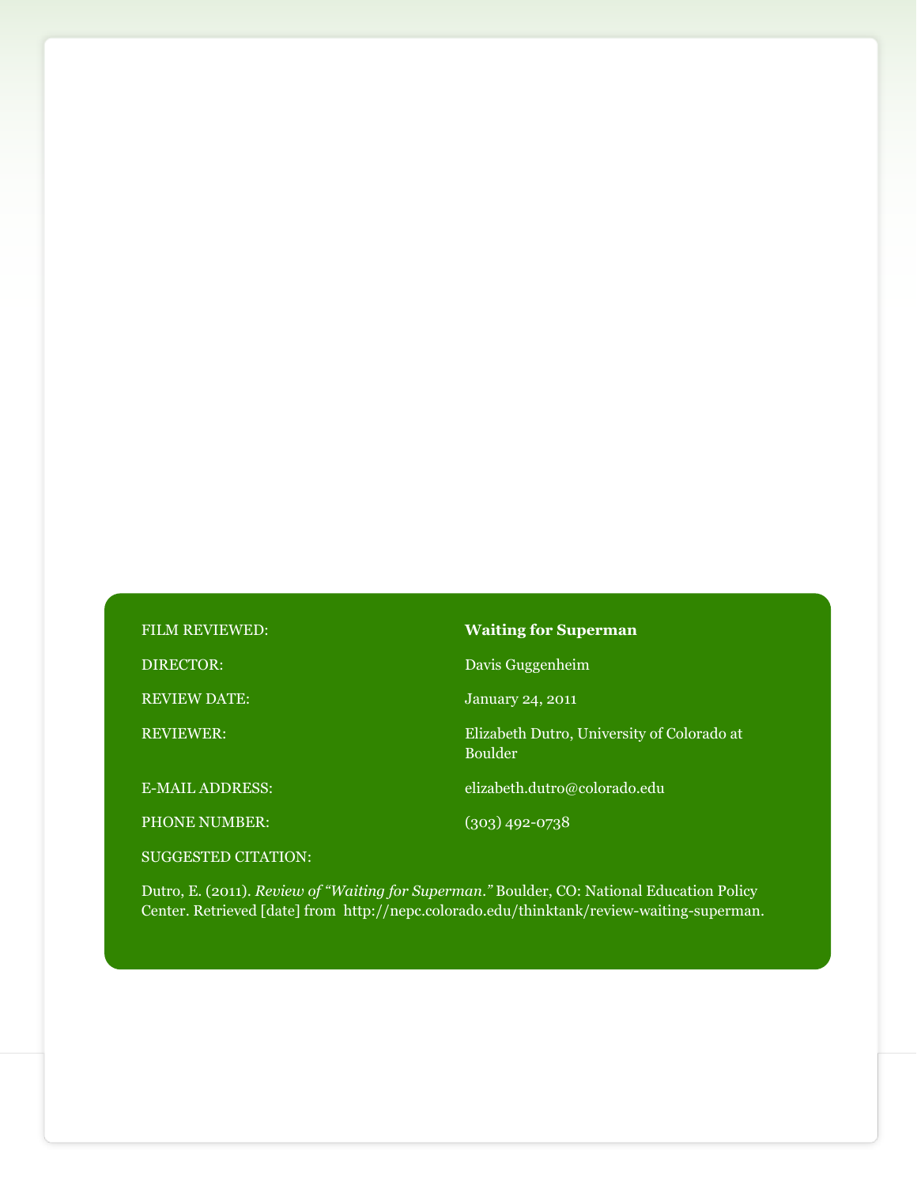| | |
|---|---|
| FILM REVIEWED: | **Waiting for Superman** |
| DIRECTOR: | Davis Guggenheim |
| REVIEW DATE: | January 24, 2011 |
| REVIEWER: | Elizabeth Dutro, University of Colorado at Boulder |
| E-MAIL ADDRESS: | elizabeth.dutro@colorado.edu |
| PHONE NUMBER: | (303) 492-0738 |

SUGGESTED CITATION:

Dutro, E. (2011). *Review of "Waiting for Superman."* Boulder, CO: National Education Policy Center. Retrieved [date] from http://nepc.colorado.edu/thinktank/review-waiting-superman.